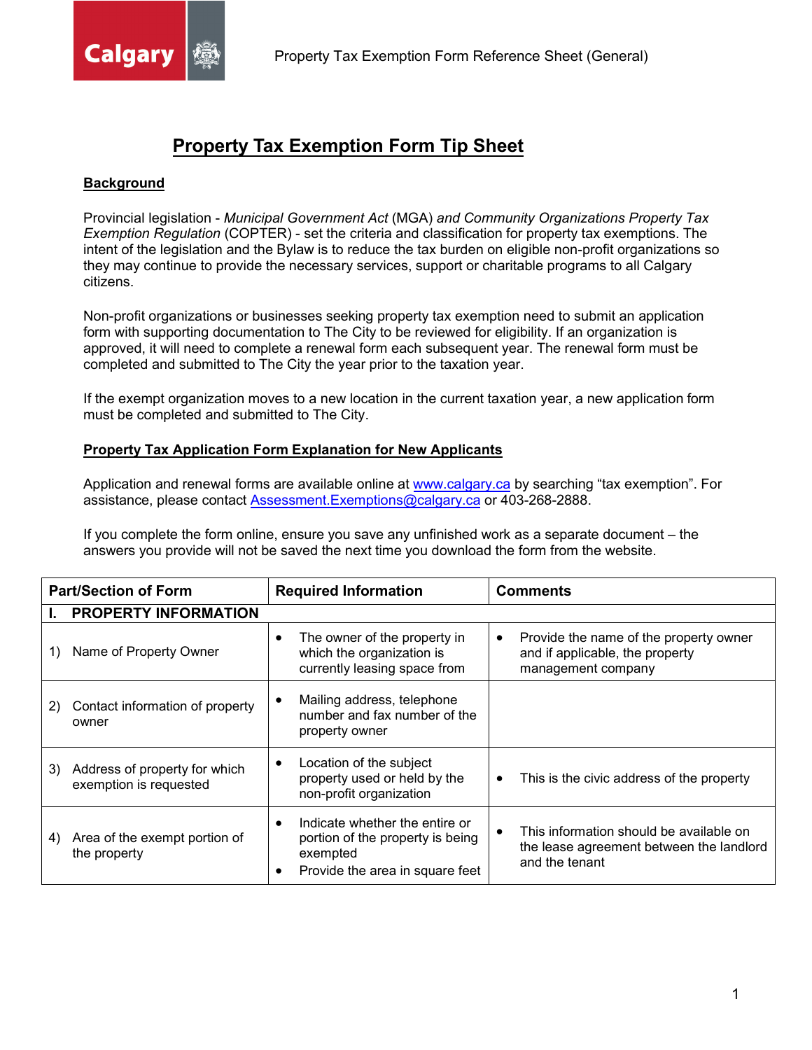# Property Tax Exemption Form Tip Sheet

## Background

Provincial legislation - *Municipal Government Act* (MGA) *and Community Organizations Property Tax Exemption Regulation* (COPTER) - set the criteria and classification for property tax exemptions. The intent of the legislation and the Bylaw is to reduce the tax burden on eligible non-profit organizations so they may continue to provide the necessary services, support or charitable programs to all Calgary citizens.

Non-profit organizations or businesses seeking property tax exemption need to submit an application form with supporting documentation to The City to be reviewed for eligibility. If an organization is approved, it will need to complete a renewal form each subsequent year. The renewal form must be completed and submitted to The City the year prior to the taxation year.

If the exempt organization moves to a new location in the current taxation year, a new application form must be completed and submitted to The City.

## Property Tax Application Form Explanation for New Applicants

Application and renewal forms are available online at www.calgary.ca by searching "tax exemption". For assistance, please contact Assessment.Exemptions@calgary.ca or 403-268-2888.

If you complete the form online, ensure you save any unfinished work as a separate document – the answers you provide will not be saved the next time you download the form from the website.

| Part/Section of Form | Required Information | Comments |
|---|---|---|
| **I. PROPERTY INFORMATION** | | |
| 1) Name of Property Owner | • The owner of the property in which the organization is currently leasing space from | • Provide the name of the property owner and if applicable, the property management company |
| 2) Contact information of property owner | • Mailing address, telephone number and fax number of the property owner | |
| 3) Address of property for which exemption is requested | • Location of the subject property used or held by the non-profit organization | • This is the civic address of the property |
| 4) Area of the exempt portion of the property | • Indicate whether the entire or portion of the property is being exempted<br>• Provide the area in square feet | • This information should be available on the lease agreement between the landlord and the tenant |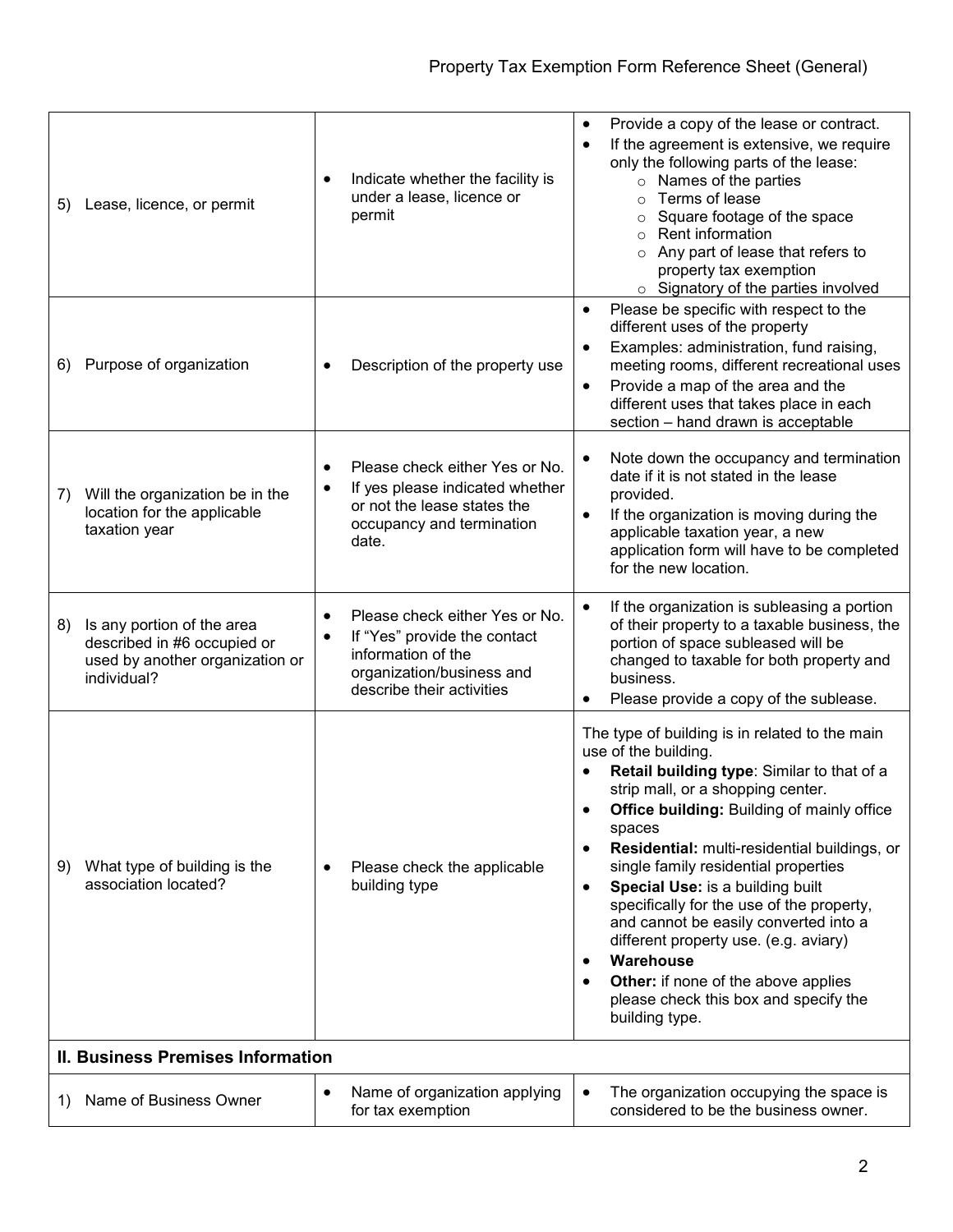| | | |
|---|---|---|
| 5) Lease, licence, or permit | • Indicate whether the facility is under a lease, licence or permit | • Provide a copy of the lease or contract.<br>• If the agreement is extensive, we require only the following parts of the lease:<br>&nbsp;&nbsp;○ Names of the parties<br>&nbsp;&nbsp;○ Terms of lease<br>&nbsp;&nbsp;○ Square footage of the space<br>&nbsp;&nbsp;○ Rent information<br>&nbsp;&nbsp;○ Any part of lease that refers to property tax exemption<br>&nbsp;&nbsp;○ Signatory of the parties involved |
| 6) Purpose of organization | • Description of the property use | • Please be specific with respect to the different uses of the property<br>• Examples: administration, fund raising, meeting rooms, different recreational uses<br>• Provide a map of the area and the different uses that takes place in each section – hand drawn is acceptable |
| 7) Will the organization be in the location for the applicable taxation year | • Please check either Yes or No.<br>• If yes please indicated whether or not the lease states the occupancy and termination date. | • Note down the occupancy and termination date if it is not stated in the lease provided.<br>• If the organization is moving during the applicable taxation year, a new application form will have to be completed for the new location. |
| 8) Is any portion of the area described in #6 occupied or used by another organization or individual? | • Please check either Yes or No.<br>• If "Yes" provide the contact information of the organization/business and describe their activities | • If the organization is subleasing a portion of their property to a taxable business, the portion of space subleased will be changed to taxable for both property and business.<br>• Please provide a copy of the sublease. |
| 9) What type of building is the association located? | • Please check the applicable building type | The type of building is in related to the main use of the building.<br>• **Retail building type**: Similar to that of a strip mall, or a shopping center.<br>• **Office building:** Building of mainly office spaces<br>• **Residential:** multi-residential buildings, or single family residential properties<br>• **Special Use:** is a building built specifically for the use of the property, and cannot be easily converted into a different property use. (e.g. aviary)<br>• **Warehouse**<br>• **Other:** if none of the above applies please check this box and specify the building type. |
| **II. Business Premises Information** | | |
| 1) Name of Business Owner | • Name of organization applying for tax exemption | • The organization occupying the space is considered to be the business owner. |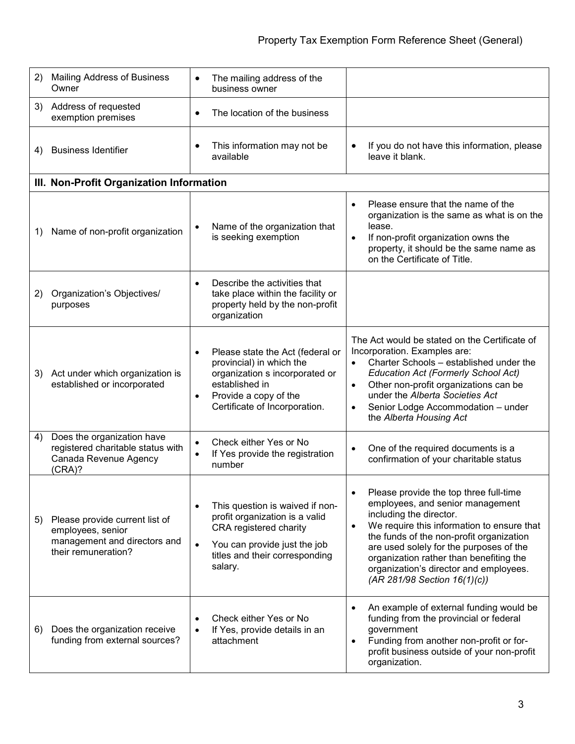| | | |
|---|---|---|
| 2) Mailing Address of Business Owner | • The mailing address of the business owner | |
| 3) Address of requested exemption premises | • The location of the business | |
| 4) Business Identifier | • This information may not be available | • If you do not have this information, please leave it blank. |
| **III. Non-Profit Organization Information** | | |
| 1) Name of non-profit organization | • Name of the organization that is seeking exemption | • Please ensure that the name of the organization is the same as what is on the lease.<br>• If non-profit organization owns the property, it should be the same name as on the Certificate of Title. |
| 2) Organization's Objectives/ purposes | • Describe the activities that take place within the facility or property held by the non-profit organization | |
| 3) Act under which organization is established or incorporated | • Please state the Act (federal or provincial) in which the organization s incorporated or established in<br>• Provide a copy of the Certificate of Incorporation. | The Act would be stated on the Certificate of Incorporation. Examples are:<br>• Charter Schools – established under the *Education Act (Formerly School Act)*<br>• Other non-profit organizations can be under the *Alberta Societies Act*<br>• Senior Lodge Accommodation – under the *Alberta Housing Act* |
| 4) Does the organization have registered charitable status with Canada Revenue Agency (CRA)? | • Check either Yes or No<br>• If Yes provide the registration number | • One of the required documents is a confirmation of your charitable status |
| 5) Please provide current list of employees, senior management and directors and their remuneration? | • This question is waived if non-profit organization is a valid CRA registered charity<br>• You can provide just the job titles and their corresponding salary. | • Please provide the top three full-time employees, and senior management including the director.<br>• We require this information to ensure that the funds of the non-profit organization are used solely for the purposes of the organization rather than benefiting the organization's director and employees. *(AR 281/98 Section 16(1)(c))* |
| 6) Does the organization receive funding from external sources? | • Check either Yes or No<br>• If Yes, provide details in an attachment | • An example of external funding would be funding from the provincial or federal government<br>• Funding from another non-profit or for-profit business outside of your non-profit organization. |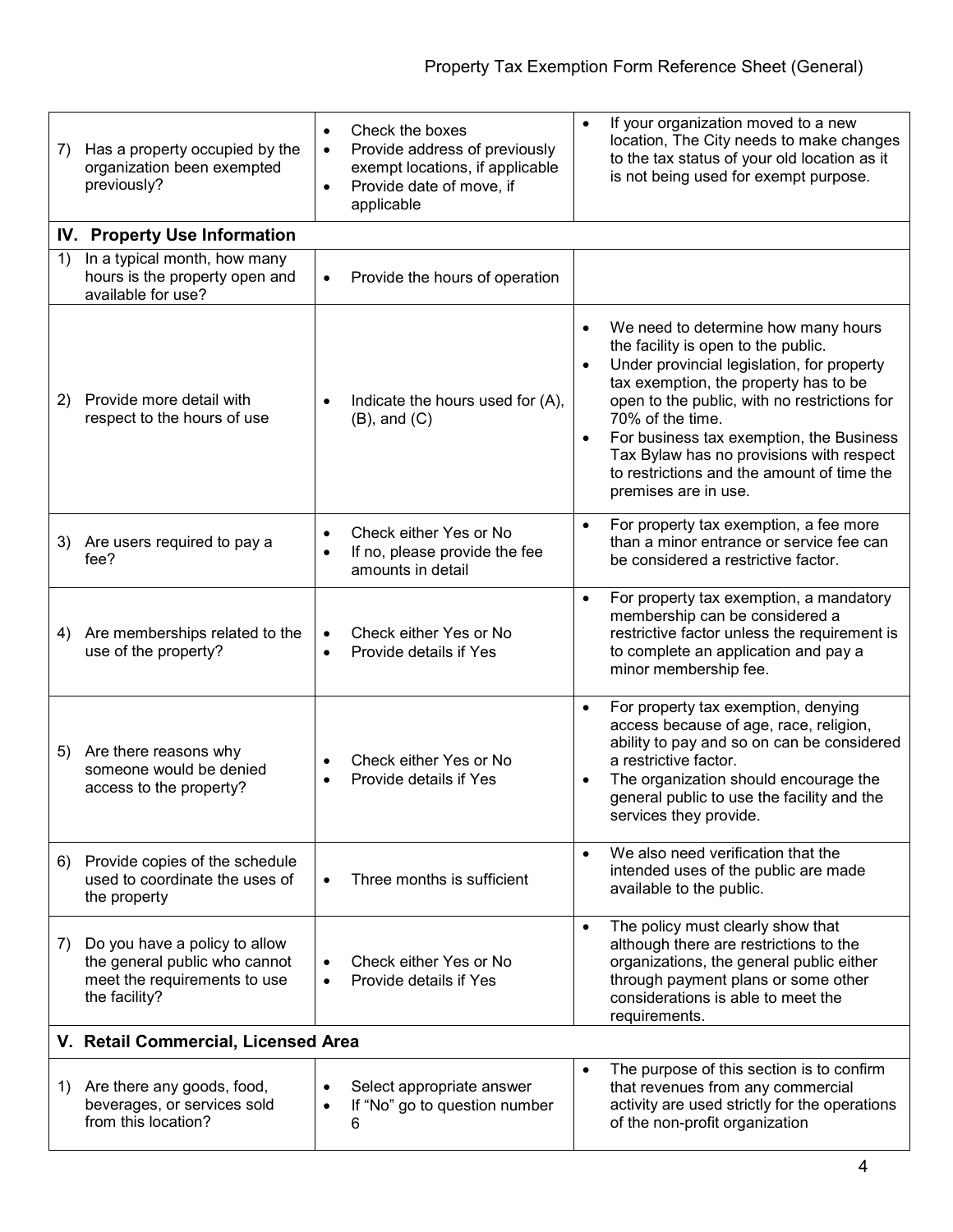| | | |
|---|---|---|
| 7) Has a property occupied by the organization been exempted previously? | • Check the boxes<br>• Provide address of previously exempt locations, if applicable<br>• Provide date of move, if applicable | • If your organization moved to a new location, The City needs to make changes to the tax status of your old location as it is not being used for exempt purpose. |
| **IV. Property Use Information** | | |
| 1) In a typical month, how many hours is the property open and available for use? | • Provide the hours of operation | |
| 2) Provide more detail with respect to the hours of use | • Indicate the hours used for (A), (B), and (C) | • We need to determine how many hours the facility is open to the public.<br>• Under provincial legislation, for property tax exemption, the property has to be open to the public, with no restrictions for 70% of the time.<br>• For business tax exemption, the Business Tax Bylaw has no provisions with respect to restrictions and the amount of time the premises are in use. |
| 3) Are users required to pay a fee? | • Check either Yes or No<br>• If no, please provide the fee amounts in detail | • For property tax exemption, a fee more than a minor entrance or service fee can be considered a restrictive factor. |
| 4) Are memberships related to the use of the property? | • Check either Yes or No<br>• Provide details if Yes | • For property tax exemption, a mandatory membership can be considered a restrictive factor unless the requirement is to complete an application and pay a minor membership fee. |
| 5) Are there reasons why someone would be denied access to the property? | • Check either Yes or No<br>• Provide details if Yes | • For property tax exemption, denying access because of age, race, religion, ability to pay and so on can be considered a restrictive factor.<br>• The organization should encourage the general public to use the facility and the services they provide. |
| 6) Provide copies of the schedule used to coordinate the uses of the property | • Three months is sufficient | • We also need verification that the intended uses of the public are made available to the public. |
| 7) Do you have a policy to allow the general public who cannot meet the requirements to use the facility? | • Check either Yes or No<br>• Provide details if Yes | • The policy must clearly show that although there are restrictions to the organizations, the general public either through payment plans or some other considerations is able to meet the requirements. |
| **V. Retail Commercial, Licensed Area** | | |
| 1) Are there any goods, food, beverages, or services sold from this location? | • Select appropriate answer<br>• If "No" go to question number 6 | • The purpose of this section is to confirm that revenues from any commercial activity are used strictly for the operations of the non-profit organization |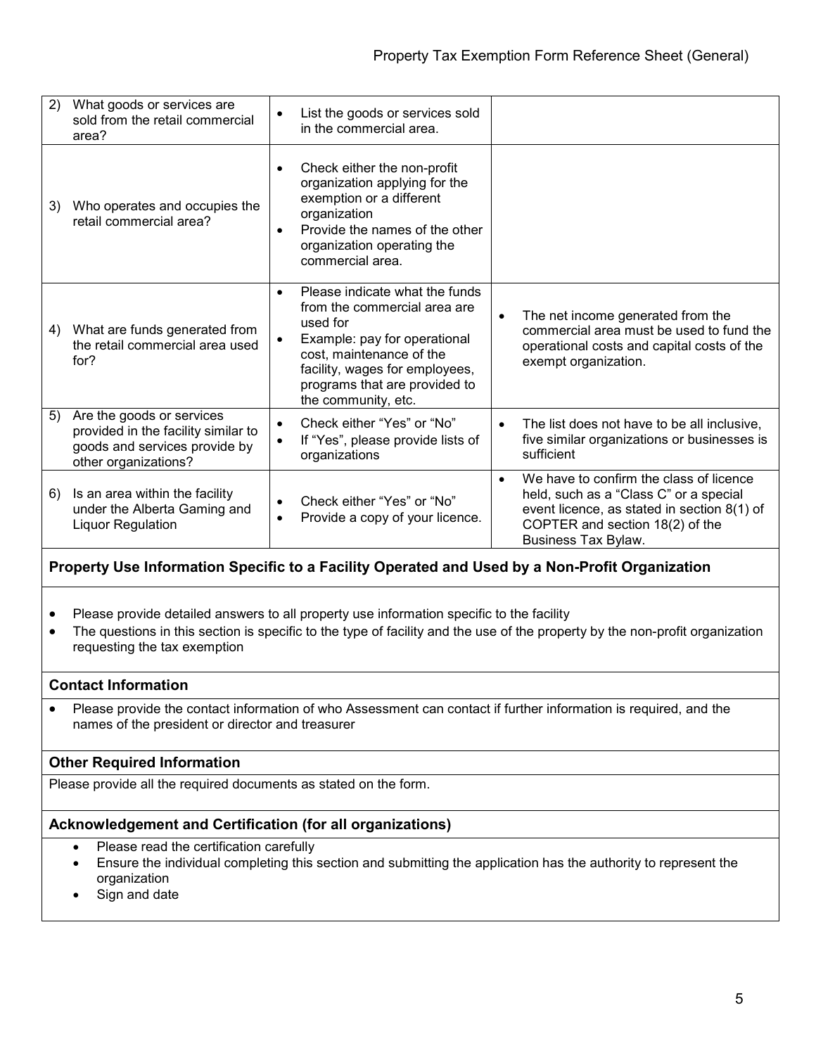| | | |
|---|---|---|
| 2) What goods or services are sold from the retail commercial area? | • List the goods or services sold in the commercial area. | |
| 3) Who operates and occupies the retail commercial area? | • Check either the non-profit organization applying for the exemption or a different organization<br>• Provide the names of the other organization operating the commercial area. | |
| 4) What are funds generated from the retail commercial area used for? | • Please indicate what the funds from the commercial area are used for<br>• Example: pay for operational cost, maintenance of the facility, wages for employees, programs that are provided to the community, etc. | • The net income generated from the commercial area must be used to fund the operational costs and capital costs of the exempt organization. |
| 5) Are the goods or services provided in the facility similar to goods and services provide by other organizations? | • Check either "Yes" or "No"<br>• If "Yes", please provide lists of organizations | • The list does not have to be all inclusive, five similar organizations or businesses is sufficient |
| 6) Is an area within the facility under the Alberta Gaming and Liquor Regulation | • Check either "Yes" or "No"<br>• Provide a copy of your licence. | • We have to confirm the class of licence held, such as a "Class C" or a special event licence, as stated in section 8(1) of COPTER and section 18(2) of the Business Tax Bylaw. |

**Property Use Information Specific to a Facility Operated and Used by a Non-Profit Organization**

- Please provide detailed answers to all property use information specific to the facility
- The questions in this section is specific to the type of facility and the use of the property by the non-profit organization requesting the tax exemption

**Contact Information**

- Please provide the contact information of who Assessment can contact if further information is required, and the names of the president or director and treasurer

**Other Required Information**

Please provide all the required documents as stated on the form.

**Acknowledgement and Certification (for all organizations)**

- Please read the certification carefully
- Ensure the individual completing this section and submitting the application has the authority to represent the organization
- Sign and date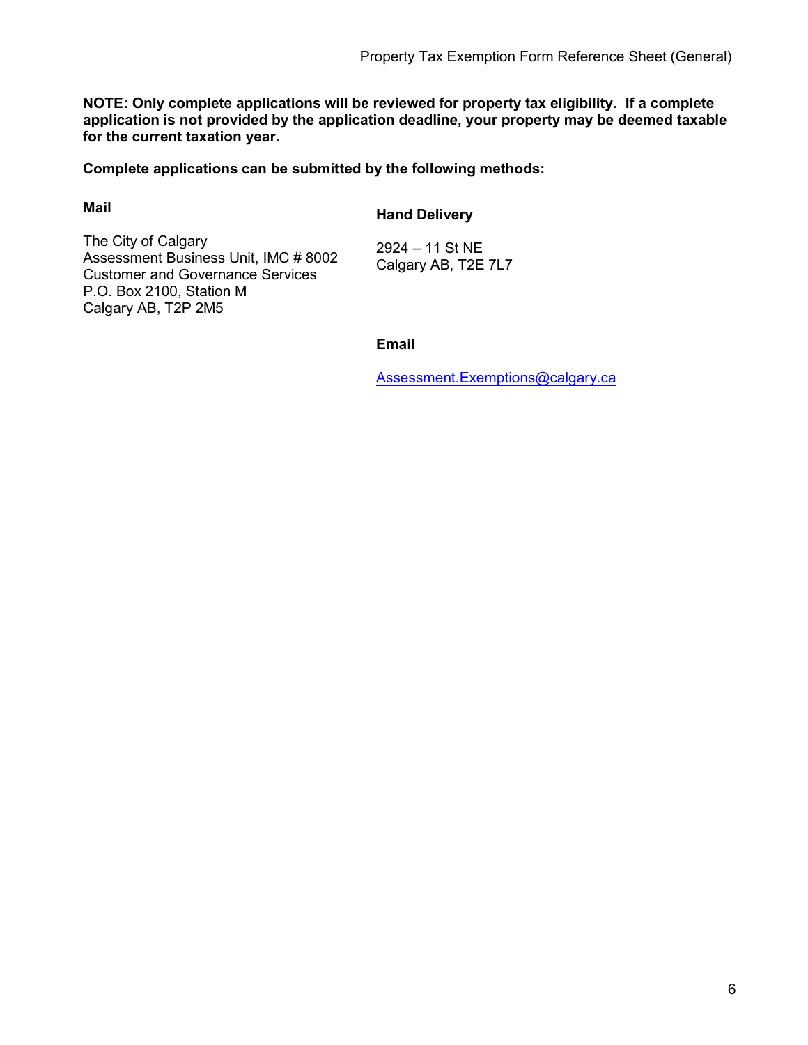**NOTE: Only complete applications will be reviewed for property tax eligibility. If a complete application is not provided by the application deadline, your property may be deemed taxable for the current taxation year.**

**Complete applications can be submitted by the following methods:**

**Mail**

The City of Calgary
Assessment Business Unit, IMC # 8002
Customer and Governance Services
P.O. Box 2100, Station M
Calgary AB, T2P 2M5

**Hand Delivery**

2924 – 11 St NE
Calgary AB, T2E 7L7

**Email**

Assessment.Exemptions@calgary.ca